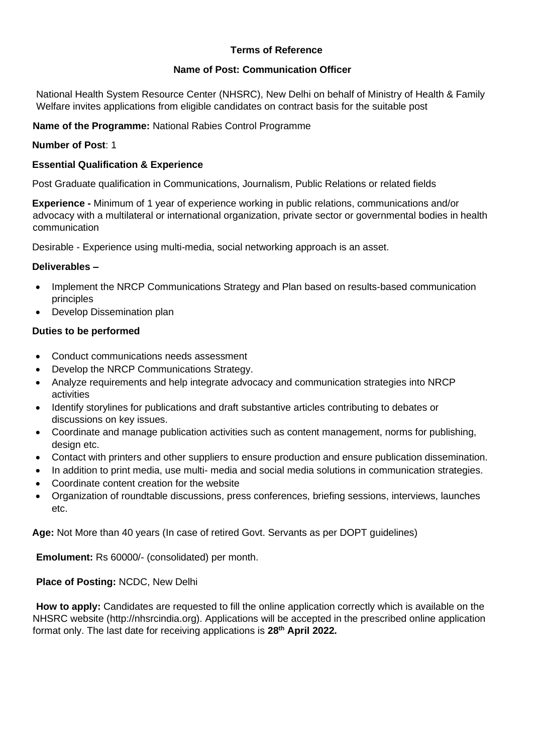**Terms of Reference**

**Name of Post: Communication Officer**

National Health System Resource Center (NHSRC), New Delhi on behalf of Ministry of Health & Family Welfare invites applications from eligible candidates on contract basis for the suitable post

**Name of the Programme:** National Rabies Control Programme

**Number of Post**: 1

**Essential Qualification & Experience**

Post Graduate qualification in Communications, Journalism, Public Relations or related fields

**Experience -** Minimum of 1 year of experience working in public relations, communications and/or advocacy with a multilateral or international organization, private sector or governmental bodies in health communication

Desirable - Experience using multi-media, social networking approach is an asset.

**Deliverables –**

- Implement the NRCP Communications Strategy and Plan based on results-based communication principles
- Develop Dissemination plan

**Duties to be performed**

- Conduct communications needs assessment
- Develop the NRCP Communications Strategy.
- Analyze requirements and help integrate advocacy and communication strategies into NRCP activities
- Identify storylines for publications and draft substantive articles contributing to debates or discussions on key issues.
- Coordinate and manage publication activities such as content management, norms for publishing, design etc.
- Contact with printers and other suppliers to ensure production and ensure publication dissemination.
- In addition to print media, use multi- media and social media solutions in communication strategies.
- Coordinate content creation for the website
- Organization of roundtable discussions, press conferences, briefing sessions, interviews, launches etc.

**Age:** Not More than 40 years (In case of retired Govt. Servants as per DOPT guidelines)

**Emolument:** Rs 60000/- (consolidated) per month.

**Place of Posting:** NCDC, New Delhi

**How to apply:** Candidates are requested to fill the online application correctly which is available on the NHSRC website (http://nhsrcindia.org). Applications will be accepted in the prescribed online application format only. The last date for receiving applications is **28th April 2022.**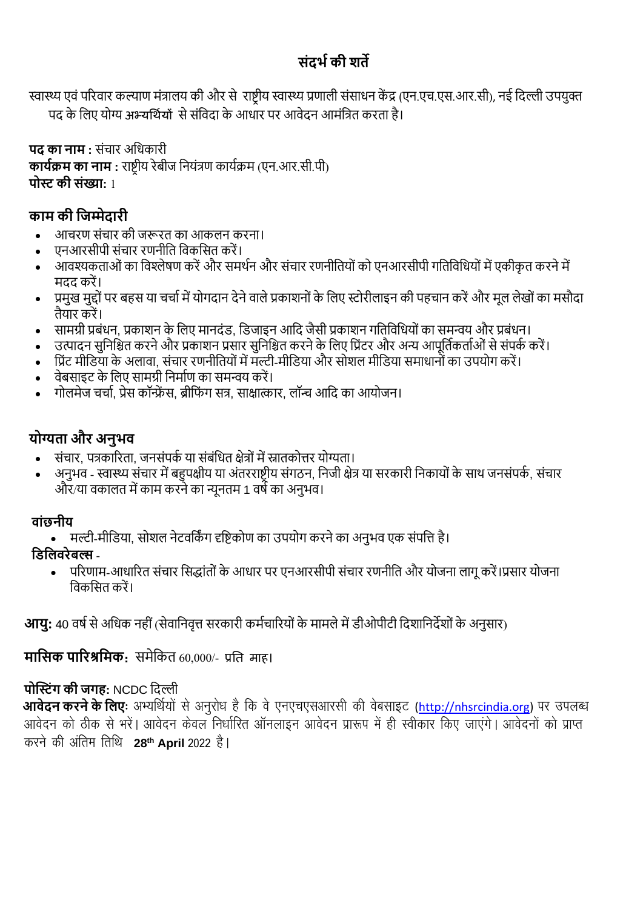# संदर्भ की शर्तें

स्वास्थ्य एवं परिवार कल्याण मंत्रालय की और से राष्ट्रीय स्वास्थ्य प्रणाली संसाधन केंद्र (एन.एच.एस.आर.सी), नई दिल्ली उपयुक्त पद के लिए योग्य अभ्यर्थियों से संविदा के आधार पर आवेदन आमंत्रित करता है।

**पद का नाम :** संचार अधिकारी
**कार्यक्रम का नाम :** राष्ट्रीय रेबीज नियंत्रण कार्यक्रम (एन.आर.सी.पी)
**पोस्ट की संख्या:** 1

## काम की जिम्मेदारी

- आचरण संचार की जरूरत का आकलन करना।
- एनआरसीपी संचार रणनीति विकसित करें।
- आवश्यकताओं का विश्लेषण करें और समर्थन और संचार रणनीतियों को एनआरसीपी गतिविधियों में एकीकृत करने में मदद करें।
- प्रमुख मुद्दों पर बहस या चर्चा में योगदान देने वाले प्रकाशनों के लिए स्टोरीलाइन की पहचान करें और मूल लेखों का मसौदा तैयार करें।
- सामग्री प्रबंधन, प्रकाशन के लिए मानदंड, डिजाइन आदि जैसी प्रकाशन गतिविधियों का समन्वय और प्रबंधन।
- उत्पादन सुनिश्चित करने और प्रकाशन प्रसार सुनिश्चित करने के लिए प्रिंटर और अन्य आपूर्तिकर्ताओं से संपर्क करें।
- प्रिंट मीडिया के अलावा, संचार रणनीतियों में मल्टी-मीडिया और सोशल मीडिया समाधानों का उपयोग करें।
- वेबसाइट के लिए सामग्री निर्माण का समन्वय करें।
- गोलमेज चर्चा, प्रेस कॉन्फ्रेंस, ब्रीफिंग सत्र, साक्षात्कार, लॉन्च आदि का आयोजन।

## योग्यता और अनुभव

- संचार, पत्रकारिता, जनसंपर्क या संबंधित क्षेत्रों में स्नातकोत्तर योग्यता।
- अनुभव - स्वास्थ्य संचार में बहुपक्षीय या अंतरराष्ट्रीय संगठन, निजी क्षेत्र या सरकारी निकायों के साथ जनसंपर्क, संचार और/या वकालत में काम करने का न्यूनतम 1 वर्ष का अनुभव।

### वांछनीय

- मल्टी-मीडिया, सोशल नेटवर्किंग दृष्टिकोण का उपयोग करने का अनुभव एक संपत्ति है।

**डिलिवरेबल्स** -

- परिणाम-आधारित संचार सिद्धांतों के आधार पर एनआरसीपी संचार रणनीति और योजना लागू करें।प्रसार योजना विकसित करें।

**आयु:** 40 वर्ष से अधिक नहीं (सेवानिवृत्त सरकारी कर्मचारियों के मामले में डीओपीटी दिशानिर्देशों के अनुसार)

**मासिक पारिश्रमिक:** समेकित 60,000/- प्रति माह।

**पोस्टिंग की जगह:** NCDC दिल्ली

**आवेदन करने के लिए:** अभ्यर्थियों से अनुरोध है कि वे एनएचएसआरसी की वेबसाइट (http://nhsrcindia.org) पर उपलब्ध आवेदन को ठीक से भरें। आवेदन केवल निर्धारित ऑनलाइन आवेदन प्रारूप में ही स्वीकार किए जाएंगे। आवेदनों को प्राप्त करने की अंतिम तिथि **28th April** 2022 है।